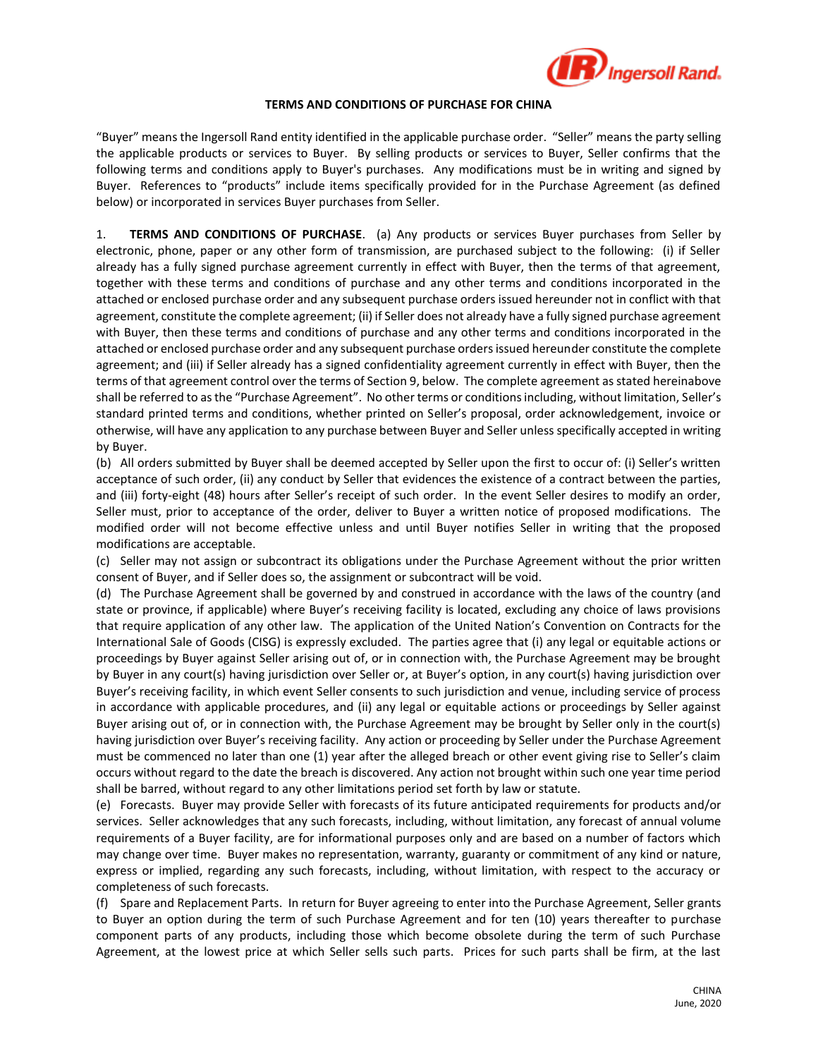# TERMS AND CONDITIONS OF PURCHASE FOR CHINA

"Buyer" means the Ingersoll Rand entity identified in the applicable purchase order. "Seller" means the party selling the applicable products or services to Buyer. By selling products or services to Buyer, Seller confirms that the following terms and conditions apply to Buyer's purchases. Any modifications must be in writing and signed by Buyer. References to "products" include items specifically provided for in the Purchase Agreement (as defined below) or incorporated in services Buyer purchases from Seller.

1. **TERMS AND CONDITIONS OF PURCHASE**. (a) Any products or services Buyer purchases from Seller by electronic, phone, paper or any other form of transmission, are purchased subject to the following: (i) if Seller already has a fully signed purchase agreement currently in effect with Buyer, then the terms of that agreement, together with these terms and conditions of purchase and any other terms and conditions incorporated in the attached or enclosed purchase order and any subsequent purchase orders issued hereunder not in conflict with that agreement, constitute the complete agreement; (ii) if Seller does not already have a fully signed purchase agreement with Buyer, then these terms and conditions of purchase and any other terms and conditions incorporated in the attached or enclosed purchase order and any subsequent purchase orders issued hereunder constitute the complete agreement; and (iii) if Seller already has a signed confidentiality agreement currently in effect with Buyer, then the terms of that agreement control over the terms of Section 9, below. The complete agreement as stated hereinabove shall be referred to as the "Purchase Agreement". No other terms or conditions including, without limitation, Seller's standard printed terms and conditions, whether printed on Seller's proposal, order acknowledgement, invoice or otherwise, will have any application to any purchase between Buyer and Seller unless specifically accepted in writing by Buyer.

(b) All orders submitted by Buyer shall be deemed accepted by Seller upon the first to occur of: (i) Seller's written acceptance of such order, (ii) any conduct by Seller that evidences the existence of a contract between the parties, and (iii) forty-eight (48) hours after Seller's receipt of such order. In the event Seller desires to modify an order, Seller must, prior to acceptance of the order, deliver to Buyer a written notice of proposed modifications. The modified order will not become effective unless and until Buyer notifies Seller in writing that the proposed modifications are acceptable.

(c) Seller may not assign or subcontract its obligations under the Purchase Agreement without the prior written consent of Buyer, and if Seller does so, the assignment or subcontract will be void.

(d) The Purchase Agreement shall be governed by and construed in accordance with the laws of the country (and state or province, if applicable) where Buyer's receiving facility is located, excluding any choice of laws provisions that require application of any other law. The application of the United Nation's Convention on Contracts for the International Sale of Goods (CISG) is expressly excluded. The parties agree that (i) any legal or equitable actions or proceedings by Buyer against Seller arising out of, or in connection with, the Purchase Agreement may be brought by Buyer in any court(s) having jurisdiction over Seller or, at Buyer's option, in any court(s) having jurisdiction over Buyer's receiving facility, in which event Seller consents to such jurisdiction and venue, including service of process in accordance with applicable procedures, and (ii) any legal or equitable actions or proceedings by Seller against Buyer arising out of, or in connection with, the Purchase Agreement may be brought by Seller only in the court(s) having jurisdiction over Buyer's receiving facility. Any action or proceeding by Seller under the Purchase Agreement must be commenced no later than one (1) year after the alleged breach or other event giving rise to Seller's claim occurs without regard to the date the breach is discovered. Any action not brought within such one year time period shall be barred, without regard to any other limitations period set forth by law or statute.

(e) Forecasts. Buyer may provide Seller with forecasts of its future anticipated requirements for products and/or services. Seller acknowledges that any such forecasts, including, without limitation, any forecast of annual volume requirements of a Buyer facility, are for informational purposes only and are based on a number of factors which may change over time. Buyer makes no representation, warranty, guaranty or commitment of any kind or nature, express or implied, regarding any such forecasts, including, without limitation, with respect to the accuracy or completeness of such forecasts.

(f) Spare and Replacement Parts. In return for Buyer agreeing to enter into the Purchase Agreement, Seller grants to Buyer an option during the term of such Purchase Agreement and for ten (10) years thereafter to purchase component parts of any products, including those which become obsolete during the term of such Purchase Agreement, at the lowest price at which Seller sells such parts. Prices for such parts shall be firm, at the last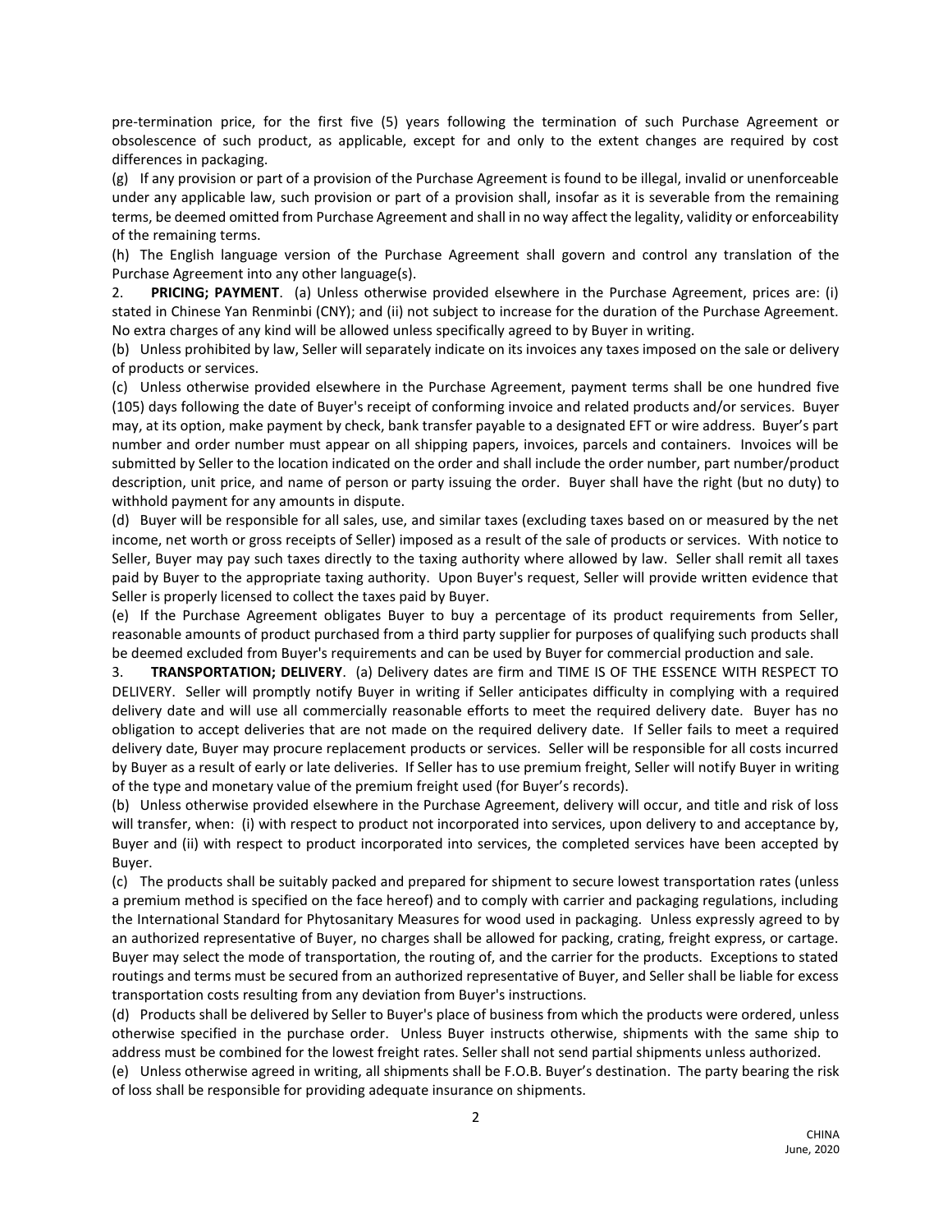pre-termination price, for the first five (5) years following the termination of such Purchase Agreement or obsolescence of such product, as applicable, except for and only to the extent changes are required by cost differences in packaging.

(g) If any provision or part of a provision of the Purchase Agreement is found to be illegal, invalid or unenforceable under any applicable law, such provision or part of a provision shall, insofar as it is severable from the remaining terms, be deemed omitted from Purchase Agreement and shall in no way affect the legality, validity or enforceability of the remaining terms.

(h) The English language version of the Purchase Agreement shall govern and control any translation of the Purchase Agreement into any other language(s).

2. **PRICING; PAYMENT**. (a) Unless otherwise provided elsewhere in the Purchase Agreement, prices are: (i) stated in Chinese Yan Renminbi (CNY); and (ii) not subject to increase for the duration of the Purchase Agreement. No extra charges of any kind will be allowed unless specifically agreed to by Buyer in writing.

(b) Unless prohibited by law, Seller will separately indicate on its invoices any taxes imposed on the sale or delivery of products or services.

(c) Unless otherwise provided elsewhere in the Purchase Agreement, payment terms shall be one hundred five (105) days following the date of Buyer's receipt of conforming invoice and related products and/or services. Buyer may, at its option, make payment by check, bank transfer payable to a designated EFT or wire address. Buyer's part number and order number must appear on all shipping papers, invoices, parcels and containers. Invoices will be submitted by Seller to the location indicated on the order and shall include the order number, part number/product description, unit price, and name of person or party issuing the order. Buyer shall have the right (but no duty) to withhold payment for any amounts in dispute.

(d) Buyer will be responsible for all sales, use, and similar taxes (excluding taxes based on or measured by the net income, net worth or gross receipts of Seller) imposed as a result of the sale of products or services. With notice to Seller, Buyer may pay such taxes directly to the taxing authority where allowed by law. Seller shall remit all taxes paid by Buyer to the appropriate taxing authority. Upon Buyer's request, Seller will provide written evidence that Seller is properly licensed to collect the taxes paid by Buyer.

(e) If the Purchase Agreement obligates Buyer to buy a percentage of its product requirements from Seller, reasonable amounts of product purchased from a third party supplier for purposes of qualifying such products shall be deemed excluded from Buyer's requirements and can be used by Buyer for commercial production and sale.

3. **TRANSPORTATION; DELIVERY**. (a) Delivery dates are firm and TIME IS OF THE ESSENCE WITH RESPECT TO DELIVERY. Seller will promptly notify Buyer in writing if Seller anticipates difficulty in complying with a required delivery date and will use all commercially reasonable efforts to meet the required delivery date. Buyer has no obligation to accept deliveries that are not made on the required delivery date. If Seller fails to meet a required delivery date, Buyer may procure replacement products or services. Seller will be responsible for all costs incurred by Buyer as a result of early or late deliveries. If Seller has to use premium freight, Seller will notify Buyer in writing of the type and monetary value of the premium freight used (for Buyer's records).

(b) Unless otherwise provided elsewhere in the Purchase Agreement, delivery will occur, and title and risk of loss will transfer, when: (i) with respect to product not incorporated into services, upon delivery to and acceptance by, Buyer and (ii) with respect to product incorporated into services, the completed services have been accepted by Buyer.

(c) The products shall be suitably packed and prepared for shipment to secure lowest transportation rates (unless a premium method is specified on the face hereof) and to comply with carrier and packaging regulations, including the International Standard for Phytosanitary Measures for wood used in packaging. Unless expressly agreed to by an authorized representative of Buyer, no charges shall be allowed for packing, crating, freight express, or cartage. Buyer may select the mode of transportation, the routing of, and the carrier for the products. Exceptions to stated routings and terms must be secured from an authorized representative of Buyer, and Seller shall be liable for excess transportation costs resulting from any deviation from Buyer's instructions.

(d) Products shall be delivered by Seller to Buyer's place of business from which the products were ordered, unless otherwise specified in the purchase order. Unless Buyer instructs otherwise, shipments with the same ship to address must be combined for the lowest freight rates. Seller shall not send partial shipments unless authorized.

(e) Unless otherwise agreed in writing, all shipments shall be F.O.B. Buyer's destination. The party bearing the risk of loss shall be responsible for providing adequate insurance on shipments.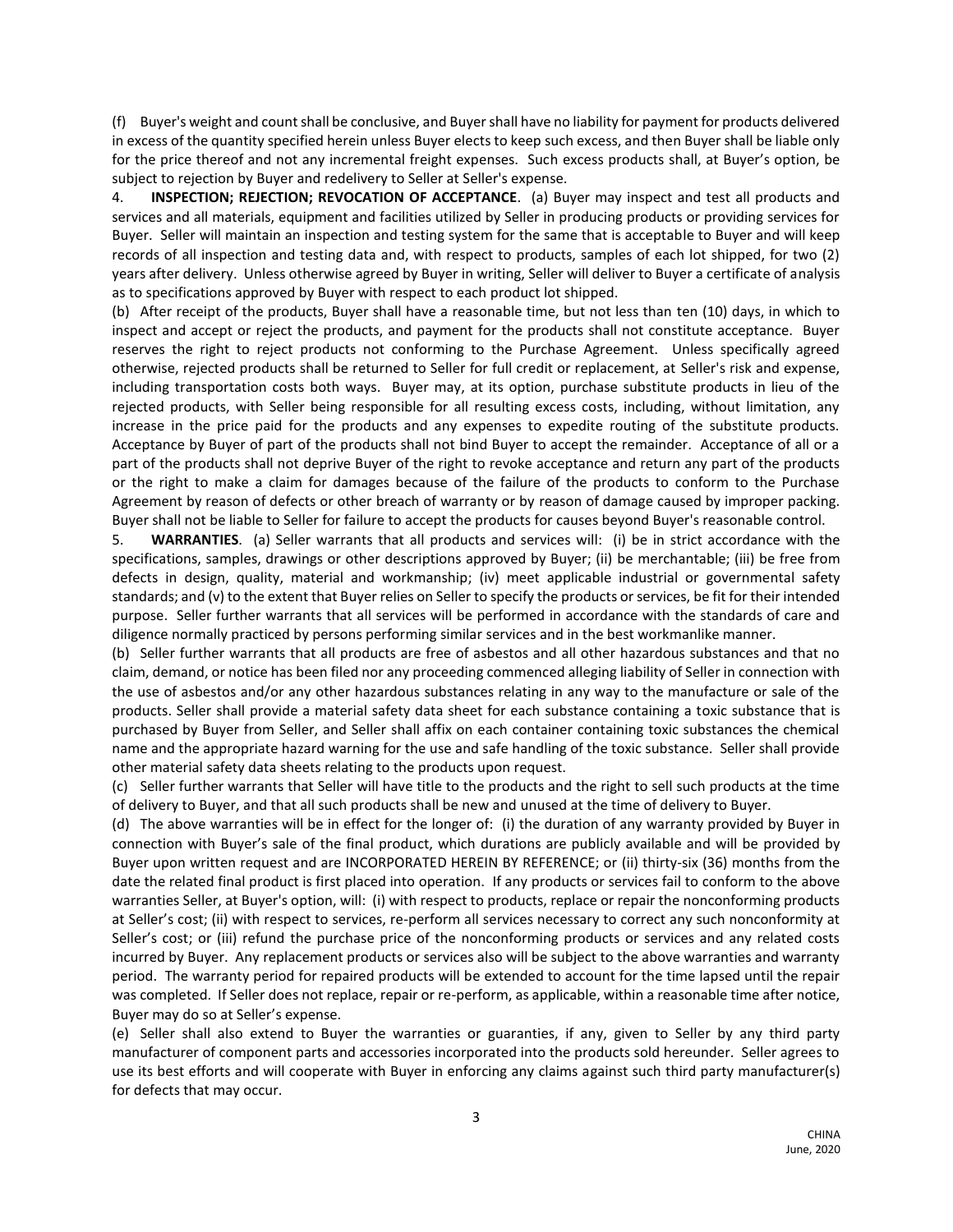(f) Buyer's weight and count shall be conclusive, and Buyer shall have no liability for payment for products delivered in excess of the quantity specified herein unless Buyer elects to keep such excess, and then Buyer shall be liable only for the price thereof and not any incremental freight expenses. Such excess products shall, at Buyer's option, be subject to rejection by Buyer and redelivery to Seller at Seller's expense.

4. **INSPECTION; REJECTION; REVOCATION OF ACCEPTANCE**. (a) Buyer may inspect and test all products and services and all materials, equipment and facilities utilized by Seller in producing products or providing services for Buyer. Seller will maintain an inspection and testing system for the same that is acceptable to Buyer and will keep records of all inspection and testing data and, with respect to products, samples of each lot shipped, for two (2) years after delivery. Unless otherwise agreed by Buyer in writing, Seller will deliver to Buyer a certificate of analysis as to specifications approved by Buyer with respect to each product lot shipped.

(b) After receipt of the products, Buyer shall have a reasonable time, but not less than ten (10) days, in which to inspect and accept or reject the products, and payment for the products shall not constitute acceptance. Buyer reserves the right to reject products not conforming to the Purchase Agreement. Unless specifically agreed otherwise, rejected products shall be returned to Seller for full credit or replacement, at Seller's risk and expense, including transportation costs both ways. Buyer may, at its option, purchase substitute products in lieu of the rejected products, with Seller being responsible for all resulting excess costs, including, without limitation, any increase in the price paid for the products and any expenses to expedite routing of the substitute products. Acceptance by Buyer of part of the products shall not bind Buyer to accept the remainder. Acceptance of all or a part of the products shall not deprive Buyer of the right to revoke acceptance and return any part of the products or the right to make a claim for damages because of the failure of the products to conform to the Purchase Agreement by reason of defects or other breach of warranty or by reason of damage caused by improper packing. Buyer shall not be liable to Seller for failure to accept the products for causes beyond Buyer's reasonable control.

5. **WARRANTIES**. (a) Seller warrants that all products and services will: (i) be in strict accordance with the specifications, samples, drawings or other descriptions approved by Buyer; (ii) be merchantable; (iii) be free from defects in design, quality, material and workmanship; (iv) meet applicable industrial or governmental safety standards; and (v) to the extent that Buyer relies on Seller to specify the products or services, be fit for their intended purpose. Seller further warrants that all services will be performed in accordance with the standards of care and diligence normally practiced by persons performing similar services and in the best workmanlike manner.

(b) Seller further warrants that all products are free of asbestos and all other hazardous substances and that no claim, demand, or notice has been filed nor any proceeding commenced alleging liability of Seller in connection with the use of asbestos and/or any other hazardous substances relating in any way to the manufacture or sale of the products. Seller shall provide a material safety data sheet for each substance containing a toxic substance that is purchased by Buyer from Seller, and Seller shall affix on each container containing toxic substances the chemical name and the appropriate hazard warning for the use and safe handling of the toxic substance. Seller shall provide other material safety data sheets relating to the products upon request.

(c) Seller further warrants that Seller will have title to the products and the right to sell such products at the time of delivery to Buyer, and that all such products shall be new and unused at the time of delivery to Buyer.

(d) The above warranties will be in effect for the longer of: (i) the duration of any warranty provided by Buyer in connection with Buyer's sale of the final product, which durations are publicly available and will be provided by Buyer upon written request and are INCORPORATED HEREIN BY REFERENCE; or (ii) thirty-six (36) months from the date the related final product is first placed into operation. If any products or services fail to conform to the above warranties Seller, at Buyer's option, will: (i) with respect to products, replace or repair the nonconforming products at Seller's cost; (ii) with respect to services, re-perform all services necessary to correct any such nonconformity at Seller's cost; or (iii) refund the purchase price of the nonconforming products or services and any related costs incurred by Buyer. Any replacement products or services also will be subject to the above warranties and warranty period. The warranty period for repaired products will be extended to account for the time lapsed until the repair was completed. If Seller does not replace, repair or re-perform, as applicable, within a reasonable time after notice, Buyer may do so at Seller's expense.

(e) Seller shall also extend to Buyer the warranties or guaranties, if any, given to Seller by any third party manufacturer of component parts and accessories incorporated into the products sold hereunder. Seller agrees to use its best efforts and will cooperate with Buyer in enforcing any claims against such third party manufacturer(s) for defects that may occur.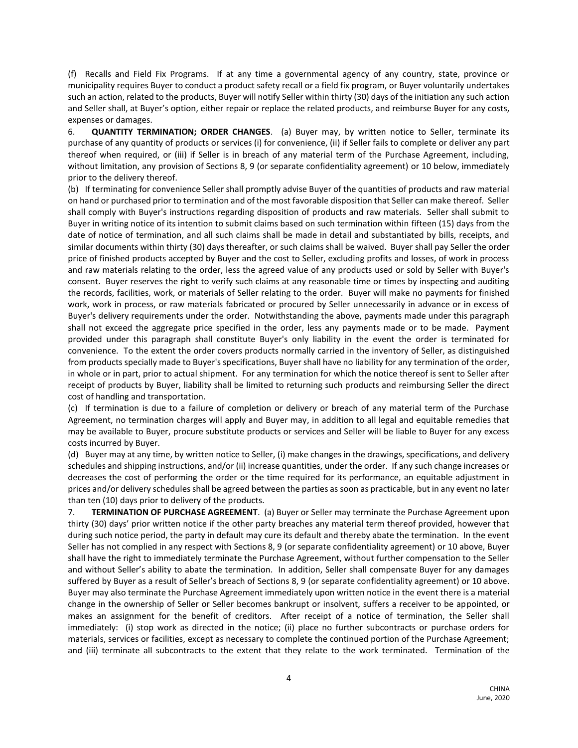(f) Recalls and Field Fix Programs. If at any time a governmental agency of any country, state, province or municipality requires Buyer to conduct a product safety recall or a field fix program, or Buyer voluntarily undertakes such an action, related to the products, Buyer will notify Seller within thirty (30) days of the initiation any such action and Seller shall, at Buyer's option, either repair or replace the related products, and reimburse Buyer for any costs, expenses or damages.

6. **QUANTITY TERMINATION; ORDER CHANGES**. (a) Buyer may, by written notice to Seller, terminate its purchase of any quantity of products or services (i) for convenience, (ii) if Seller fails to complete or deliver any part thereof when required, or (iii) if Seller is in breach of any material term of the Purchase Agreement, including, without limitation, any provision of Sections 8, 9 (or separate confidentiality agreement) or 10 below, immediately prior to the delivery thereof.

(b) If terminating for convenience Seller shall promptly advise Buyer of the quantities of products and raw material on hand or purchased prior to termination and of the most favorable disposition that Seller can make thereof. Seller shall comply with Buyer's instructions regarding disposition of products and raw materials. Seller shall submit to Buyer in writing notice of its intention to submit claims based on such termination within fifteen (15) days from the date of notice of termination, and all such claims shall be made in detail and substantiated by bills, receipts, and similar documents within thirty (30) days thereafter, or such claims shall be waived. Buyer shall pay Seller the order price of finished products accepted by Buyer and the cost to Seller, excluding profits and losses, of work in process and raw materials relating to the order, less the agreed value of any products used or sold by Seller with Buyer's consent. Buyer reserves the right to verify such claims at any reasonable time or times by inspecting and auditing the records, facilities, work, or materials of Seller relating to the order. Buyer will make no payments for finished work, work in process, or raw materials fabricated or procured by Seller unnecessarily in advance or in excess of Buyer's delivery requirements under the order. Notwithstanding the above, payments made under this paragraph shall not exceed the aggregate price specified in the order, less any payments made or to be made. Payment provided under this paragraph shall constitute Buyer's only liability in the event the order is terminated for convenience. To the extent the order covers products normally carried in the inventory of Seller, as distinguished from products specially made to Buyer's specifications, Buyer shall have no liability for any termination of the order, in whole or in part, prior to actual shipment. For any termination for which the notice thereof is sent to Seller after receipt of products by Buyer, liability shall be limited to returning such products and reimbursing Seller the direct cost of handling and transportation.

(c) If termination is due to a failure of completion or delivery or breach of any material term of the Purchase Agreement, no termination charges will apply and Buyer may, in addition to all legal and equitable remedies that may be available to Buyer, procure substitute products or services and Seller will be liable to Buyer for any excess costs incurred by Buyer.

(d) Buyer may at any time, by written notice to Seller, (i) make changes in the drawings, specifications, and delivery schedules and shipping instructions, and/or (ii) increase quantities, under the order. If any such change increases or decreases the cost of performing the order or the time required for its performance, an equitable adjustment in prices and/or delivery schedules shall be agreed between the parties as soon as practicable, but in any event no later than ten (10) days prior to delivery of the products.

7. **TERMINATION OF PURCHASE AGREEMENT**. (a) Buyer or Seller may terminate the Purchase Agreement upon thirty (30) days' prior written notice if the other party breaches any material term thereof provided, however that during such notice period, the party in default may cure its default and thereby abate the termination. In the event Seller has not complied in any respect with Sections 8, 9 (or separate confidentiality agreement) or 10 above, Buyer shall have the right to immediately terminate the Purchase Agreement, without further compensation to the Seller and without Seller's ability to abate the termination. In addition, Seller shall compensate Buyer for any damages suffered by Buyer as a result of Seller's breach of Sections 8, 9 (or separate confidentiality agreement) or 10 above. Buyer may also terminate the Purchase Agreement immediately upon written notice in the event there is a material change in the ownership of Seller or Seller becomes bankrupt or insolvent, suffers a receiver to be appointed, or makes an assignment for the benefit of creditors. After receipt of a notice of termination, the Seller shall immediately: (i) stop work as directed in the notice; (ii) place no further subcontracts or purchase orders for materials, services or facilities, except as necessary to complete the continued portion of the Purchase Agreement; and (iii) terminate all subcontracts to the extent that they relate to the work terminated. Termination of the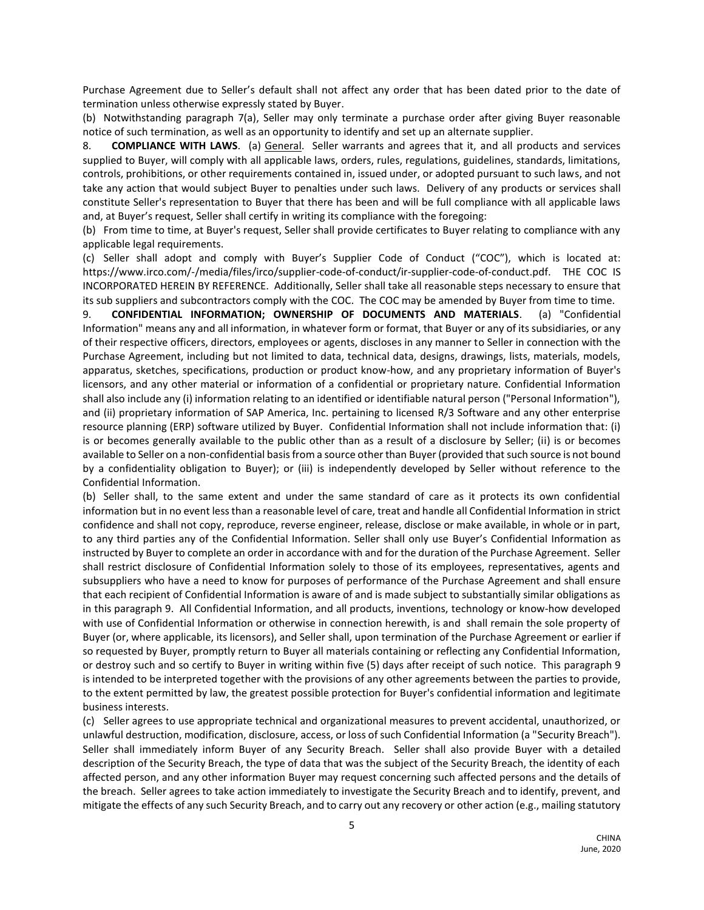Purchase Agreement due to Seller's default shall not affect any order that has been dated prior to the date of termination unless otherwise expressly stated by Buyer.

(b) Notwithstanding paragraph 7(a), Seller may only terminate a purchase order after giving Buyer reasonable notice of such termination, as well as an opportunity to identify and set up an alternate supplier.

8. **COMPLIANCE WITH LAWS**. (a) General. Seller warrants and agrees that it, and all products and services supplied to Buyer, will comply with all applicable laws, orders, rules, regulations, guidelines, standards, limitations, controls, prohibitions, or other requirements contained in, issued under, or adopted pursuant to such laws, and not take any action that would subject Buyer to penalties under such laws. Delivery of any products or services shall constitute Seller's representation to Buyer that there has been and will be full compliance with all applicable laws and, at Buyer's request, Seller shall certify in writing its compliance with the foregoing:

(b) From time to time, at Buyer's request, Seller shall provide certificates to Buyer relating to compliance with any applicable legal requirements.

(c) Seller shall adopt and comply with Buyer's Supplier Code of Conduct ("COC"), which is located at: https://www.irco.com/-/media/files/irco/supplier-code-of-conduct/ir-supplier-code-of-conduct.pdf. THE COC IS INCORPORATED HEREIN BY REFERENCE. Additionally, Seller shall take all reasonable steps necessary to ensure that its sub suppliers and subcontractors comply with the COC. The COC may be amended by Buyer from time to time.

9. **CONFIDENTIAL INFORMATION; OWNERSHIP OF DOCUMENTS AND MATERIALS**. (a) "Confidential Information" means any and all information, in whatever form or format, that Buyer or any of its subsidiaries, or any of their respective officers, directors, employees or agents, discloses in any manner to Seller in connection with the Purchase Agreement, including but not limited to data, technical data, designs, drawings, lists, materials, models, apparatus, sketches, specifications, production or product know-how, and any proprietary information of Buyer's licensors, and any other material or information of a confidential or proprietary nature. Confidential Information shall also include any (i) information relating to an identified or identifiable natural person ("Personal Information"), and (ii) proprietary information of SAP America, Inc. pertaining to licensed R/3 Software and any other enterprise resource planning (ERP) software utilized by Buyer. Confidential Information shall not include information that: (i) is or becomes generally available to the public other than as a result of a disclosure by Seller; (ii) is or becomes available to Seller on a non-confidential basis from a source other than Buyer (provided that such source is not bound by a confidentiality obligation to Buyer); or (iii) is independently developed by Seller without reference to the Confidential Information.

(b) Seller shall, to the same extent and under the same standard of care as it protects its own confidential information but in no event less than a reasonable level of care, treat and handle all Confidential Information in strict confidence and shall not copy, reproduce, reverse engineer, release, disclose or make available, in whole or in part, to any third parties any of the Confidential Information. Seller shall only use Buyer's Confidential Information as instructed by Buyer to complete an order in accordance with and for the duration of the Purchase Agreement. Seller shall restrict disclosure of Confidential Information solely to those of its employees, representatives, agents and subsuppliers who have a need to know for purposes of performance of the Purchase Agreement and shall ensure that each recipient of Confidential Information is aware of and is made subject to substantially similar obligations as in this paragraph 9. All Confidential Information, and all products, inventions, technology or know-how developed with use of Confidential Information or otherwise in connection herewith, is and shall remain the sole property of Buyer (or, where applicable, its licensors), and Seller shall, upon termination of the Purchase Agreement or earlier if so requested by Buyer, promptly return to Buyer all materials containing or reflecting any Confidential Information, or destroy such and so certify to Buyer in writing within five (5) days after receipt of such notice. This paragraph 9 is intended to be interpreted together with the provisions of any other agreements between the parties to provide, to the extent permitted by law, the greatest possible protection for Buyer's confidential information and legitimate business interests.

(c) Seller agrees to use appropriate technical and organizational measures to prevent accidental, unauthorized, or unlawful destruction, modification, disclosure, access, or loss of such Confidential Information (a "Security Breach"). Seller shall immediately inform Buyer of any Security Breach. Seller shall also provide Buyer with a detailed description of the Security Breach, the type of data that was the subject of the Security Breach, the identity of each affected person, and any other information Buyer may request concerning such affected persons and the details of the breach. Seller agrees to take action immediately to investigate the Security Breach and to identify, prevent, and mitigate the effects of any such Security Breach, and to carry out any recovery or other action (e.g., mailing statutory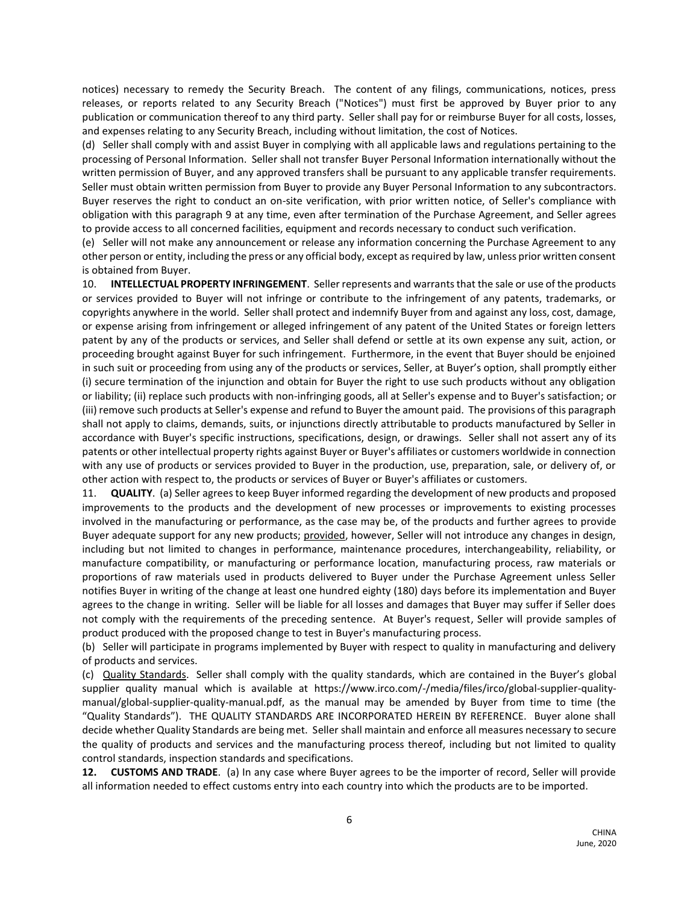notices) necessary to remedy the Security Breach. The content of any filings, communications, notices, press releases, or reports related to any Security Breach ("Notices") must first be approved by Buyer prior to any publication or communication thereof to any third party. Seller shall pay for or reimburse Buyer for all costs, losses, and expenses relating to any Security Breach, including without limitation, the cost of Notices.

(d) Seller shall comply with and assist Buyer in complying with all applicable laws and regulations pertaining to the processing of Personal Information. Seller shall not transfer Buyer Personal Information internationally without the written permission of Buyer, and any approved transfers shall be pursuant to any applicable transfer requirements. Seller must obtain written permission from Buyer to provide any Buyer Personal Information to any subcontractors. Buyer reserves the right to conduct an on-site verification, with prior written notice, of Seller's compliance with obligation with this paragraph 9 at any time, even after termination of the Purchase Agreement, and Seller agrees to provide access to all concerned facilities, equipment and records necessary to conduct such verification.

(e) Seller will not make any announcement or release any information concerning the Purchase Agreement to any other person or entity, including the press or any official body, except as required by law, unless prior written consent is obtained from Buyer.

10. **INTELLECTUAL PROPERTY INFRINGEMENT**. Seller represents and warrants that the sale or use of the products or services provided to Buyer will not infringe or contribute to the infringement of any patents, trademarks, or copyrights anywhere in the world. Seller shall protect and indemnify Buyer from and against any loss, cost, damage, or expense arising from infringement or alleged infringement of any patent of the United States or foreign letters patent by any of the products or services, and Seller shall defend or settle at its own expense any suit, action, or proceeding brought against Buyer for such infringement. Furthermore, in the event that Buyer should be enjoined in such suit or proceeding from using any of the products or services, Seller, at Buyer's option, shall promptly either (i) secure termination of the injunction and obtain for Buyer the right to use such products without any obligation or liability; (ii) replace such products with non-infringing goods, all at Seller's expense and to Buyer's satisfaction; or (iii) remove such products at Seller's expense and refund to Buyer the amount paid. The provisions of this paragraph shall not apply to claims, demands, suits, or injunctions directly attributable to products manufactured by Seller in accordance with Buyer's specific instructions, specifications, design, or drawings. Seller shall not assert any of its patents or other intellectual property rights against Buyer or Buyer's affiliates or customers worldwide in connection with any use of products or services provided to Buyer in the production, use, preparation, sale, or delivery of, or other action with respect to, the products or services of Buyer or Buyer's affiliates or customers.

11. **QUALITY**. (a) Seller agrees to keep Buyer informed regarding the development of new products and proposed improvements to the products and the development of new processes or improvements to existing processes involved in the manufacturing or performance, as the case may be, of the products and further agrees to provide Buyer adequate support for any new products; provided, however, Seller will not introduce any changes in design, including but not limited to changes in performance, maintenance procedures, interchangeability, reliability, or manufacture compatibility, or manufacturing or performance location, manufacturing process, raw materials or proportions of raw materials used in products delivered to Buyer under the Purchase Agreement unless Seller notifies Buyer in writing of the change at least one hundred eighty (180) days before its implementation and Buyer agrees to the change in writing. Seller will be liable for all losses and damages that Buyer may suffer if Seller does not comply with the requirements of the preceding sentence. At Buyer's request, Seller will provide samples of product produced with the proposed change to test in Buyer's manufacturing process.

(b) Seller will participate in programs implemented by Buyer with respect to quality in manufacturing and delivery of products and services.

(c) Quality Standards. Seller shall comply with the quality standards, which are contained in the Buyer's global supplier quality manual which is available at https://www.irco.com/-/media/files/irco/global-supplier-quality-manual/global-supplier-quality-manual.pdf, as the manual may be amended by Buyer from time to time (the "Quality Standards"). THE QUALITY STANDARDS ARE INCORPORATED HEREIN BY REFERENCE. Buyer alone shall decide whether Quality Standards are being met. Seller shall maintain and enforce all measures necessary to secure the quality of products and services and the manufacturing process thereof, including but not limited to quality control standards, inspection standards and specifications.

**12. CUSTOMS AND TRADE**. (a) In any case where Buyer agrees to be the importer of record, Seller will provide all information needed to effect customs entry into each country into which the products are to be imported.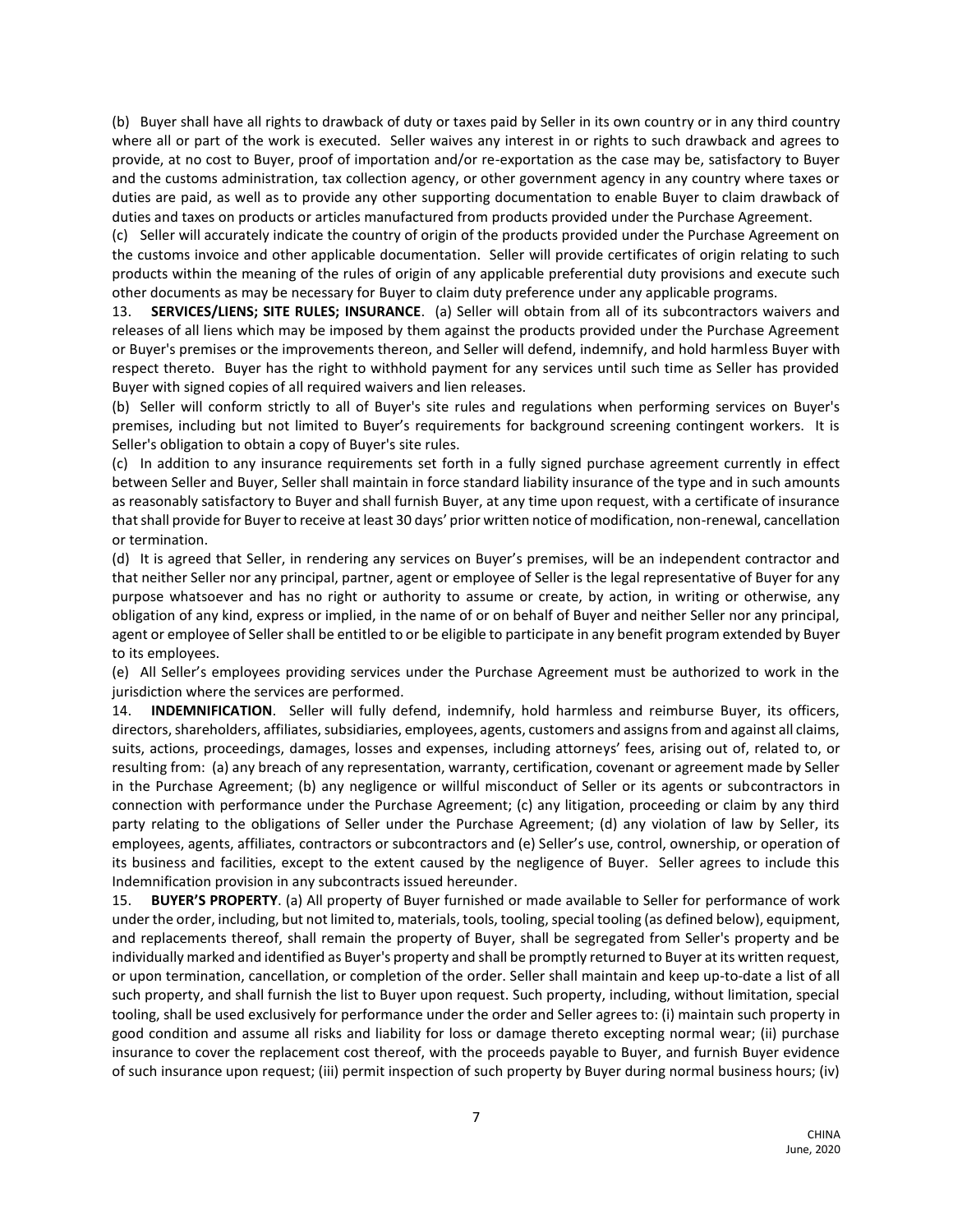(b) Buyer shall have all rights to drawback of duty or taxes paid by Seller in its own country or in any third country where all or part of the work is executed. Seller waives any interest in or rights to such drawback and agrees to provide, at no cost to Buyer, proof of importation and/or re-exportation as the case may be, satisfactory to Buyer and the customs administration, tax collection agency, or other government agency in any country where taxes or duties are paid, as well as to provide any other supporting documentation to enable Buyer to claim drawback of duties and taxes on products or articles manufactured from products provided under the Purchase Agreement.

(c) Seller will accurately indicate the country of origin of the products provided under the Purchase Agreement on the customs invoice and other applicable documentation. Seller will provide certificates of origin relating to such products within the meaning of the rules of origin of any applicable preferential duty provisions and execute such other documents as may be necessary for Buyer to claim duty preference under any applicable programs.

13. **SERVICES/LIENS; SITE RULES; INSURANCE**. (a) Seller will obtain from all of its subcontractors waivers and releases of all liens which may be imposed by them against the products provided under the Purchase Agreement or Buyer's premises or the improvements thereon, and Seller will defend, indemnify, and hold harmless Buyer with respect thereto. Buyer has the right to withhold payment for any services until such time as Seller has provided Buyer with signed copies of all required waivers and lien releases.

(b) Seller will conform strictly to all of Buyer's site rules and regulations when performing services on Buyer's premises, including but not limited to Buyer's requirements for background screening contingent workers. It is Seller's obligation to obtain a copy of Buyer's site rules.

(c) In addition to any insurance requirements set forth in a fully signed purchase agreement currently in effect between Seller and Buyer, Seller shall maintain in force standard liability insurance of the type and in such amounts as reasonably satisfactory to Buyer and shall furnish Buyer, at any time upon request, with a certificate of insurance that shall provide for Buyer to receive at least 30 days' prior written notice of modification, non-renewal, cancellation or termination.

(d) It is agreed that Seller, in rendering any services on Buyer's premises, will be an independent contractor and that neither Seller nor any principal, partner, agent or employee of Seller is the legal representative of Buyer for any purpose whatsoever and has no right or authority to assume or create, by action, in writing or otherwise, any obligation of any kind, express or implied, in the name of or on behalf of Buyer and neither Seller nor any principal, agent or employee of Seller shall be entitled to or be eligible to participate in any benefit program extended by Buyer to its employees.

(e) All Seller's employees providing services under the Purchase Agreement must be authorized to work in the jurisdiction where the services are performed.

14. **INDEMNIFICATION**. Seller will fully defend, indemnify, hold harmless and reimburse Buyer, its officers, directors, shareholders, affiliates, subsidiaries, employees, agents, customers and assigns from and against all claims, suits, actions, proceedings, damages, losses and expenses, including attorneys' fees, arising out of, related to, or resulting from: (a) any breach of any representation, warranty, certification, covenant or agreement made by Seller in the Purchase Agreement; (b) any negligence or willful misconduct of Seller or its agents or subcontractors in connection with performance under the Purchase Agreement; (c) any litigation, proceeding or claim by any third party relating to the obligations of Seller under the Purchase Agreement; (d) any violation of law by Seller, its employees, agents, affiliates, contractors or subcontractors and (e) Seller's use, control, ownership, or operation of its business and facilities, except to the extent caused by the negligence of Buyer. Seller agrees to include this Indemnification provision in any subcontracts issued hereunder.

15. **BUYER'S PROPERTY**. (a) All property of Buyer furnished or made available to Seller for performance of work under the order, including, but not limited to, materials, tools, tooling, special tooling (as defined below), equipment, and replacements thereof, shall remain the property of Buyer, shall be segregated from Seller's property and be individually marked and identified as Buyer's property and shall be promptly returned to Buyer at its written request, or upon termination, cancellation, or completion of the order. Seller shall maintain and keep up-to-date a list of all such property, and shall furnish the list to Buyer upon request. Such property, including, without limitation, special tooling, shall be used exclusively for performance under the order and Seller agrees to: (i) maintain such property in good condition and assume all risks and liability for loss or damage thereto excepting normal wear; (ii) purchase insurance to cover the replacement cost thereof, with the proceeds payable to Buyer, and furnish Buyer evidence of such insurance upon request; (iii) permit inspection of such property by Buyer during normal business hours; (iv)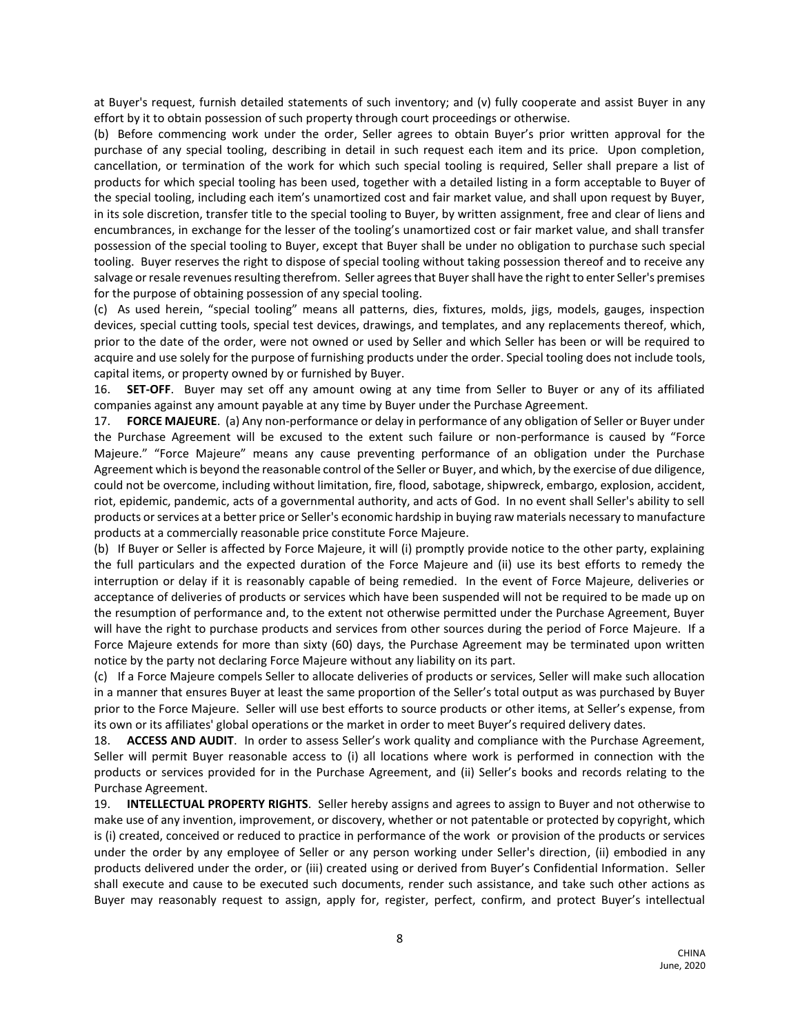at Buyer's request, furnish detailed statements of such inventory; and (v) fully cooperate and assist Buyer in any effort by it to obtain possession of such property through court proceedings or otherwise.

(b) Before commencing work under the order, Seller agrees to obtain Buyer's prior written approval for the purchase of any special tooling, describing in detail in such request each item and its price. Upon completion, cancellation, or termination of the work for which such special tooling is required, Seller shall prepare a list of products for which special tooling has been used, together with a detailed listing in a form acceptable to Buyer of the special tooling, including each item's unamortized cost and fair market value, and shall upon request by Buyer, in its sole discretion, transfer title to the special tooling to Buyer, by written assignment, free and clear of liens and encumbrances, in exchange for the lesser of the tooling's unamortized cost or fair market value, and shall transfer possession of the special tooling to Buyer, except that Buyer shall be under no obligation to purchase such special tooling. Buyer reserves the right to dispose of special tooling without taking possession thereof and to receive any salvage or resale revenues resulting therefrom. Seller agrees that Buyer shall have the right to enter Seller's premises for the purpose of obtaining possession of any special tooling.

(c) As used herein, "special tooling" means all patterns, dies, fixtures, molds, jigs, models, gauges, inspection devices, special cutting tools, special test devices, drawings, and templates, and any replacements thereof, which, prior to the date of the order, were not owned or used by Seller and which Seller has been or will be required to acquire and use solely for the purpose of furnishing products under the order. Special tooling does not include tools, capital items, or property owned by or furnished by Buyer.

16. **SET-OFF**. Buyer may set off any amount owing at any time from Seller to Buyer or any of its affiliated companies against any amount payable at any time by Buyer under the Purchase Agreement.

17. **FORCE MAJEURE**. (a) Any non-performance or delay in performance of any obligation of Seller or Buyer under the Purchase Agreement will be excused to the extent such failure or non-performance is caused by "Force Majeure." "Force Majeure" means any cause preventing performance of an obligation under the Purchase Agreement which is beyond the reasonable control of the Seller or Buyer, and which, by the exercise of due diligence, could not be overcome, including without limitation, fire, flood, sabotage, shipwreck, embargo, explosion, accident, riot, epidemic, pandemic, acts of a governmental authority, and acts of God. In no event shall Seller's ability to sell products or services at a better price or Seller's economic hardship in buying raw materials necessary to manufacture products at a commercially reasonable price constitute Force Majeure.

(b) If Buyer or Seller is affected by Force Majeure, it will (i) promptly provide notice to the other party, explaining the full particulars and the expected duration of the Force Majeure and (ii) use its best efforts to remedy the interruption or delay if it is reasonably capable of being remedied. In the event of Force Majeure, deliveries or acceptance of deliveries of products or services which have been suspended will not be required to be made up on the resumption of performance and, to the extent not otherwise permitted under the Purchase Agreement, Buyer will have the right to purchase products and services from other sources during the period of Force Majeure. If a Force Majeure extends for more than sixty (60) days, the Purchase Agreement may be terminated upon written notice by the party not declaring Force Majeure without any liability on its part.

(c) If a Force Majeure compels Seller to allocate deliveries of products or services, Seller will make such allocation in a manner that ensures Buyer at least the same proportion of the Seller's total output as was purchased by Buyer prior to the Force Majeure. Seller will use best efforts to source products or other items, at Seller's expense, from its own or its affiliates' global operations or the market in order to meet Buyer's required delivery dates.

18. **ACCESS AND AUDIT**. In order to assess Seller's work quality and compliance with the Purchase Agreement, Seller will permit Buyer reasonable access to (i) all locations where work is performed in connection with the products or services provided for in the Purchase Agreement, and (ii) Seller's books and records relating to the Purchase Agreement.

19. **INTELLECTUAL PROPERTY RIGHTS**. Seller hereby assigns and agrees to assign to Buyer and not otherwise to make use of any invention, improvement, or discovery, whether or not patentable or protected by copyright, which is (i) created, conceived or reduced to practice in performance of the work or provision of the products or services under the order by any employee of Seller or any person working under Seller's direction, (ii) embodied in any products delivered under the order, or (iii) created using or derived from Buyer's Confidential Information. Seller shall execute and cause to be executed such documents, render such assistance, and take such other actions as Buyer may reasonably request to assign, apply for, register, perfect, confirm, and protect Buyer's intellectual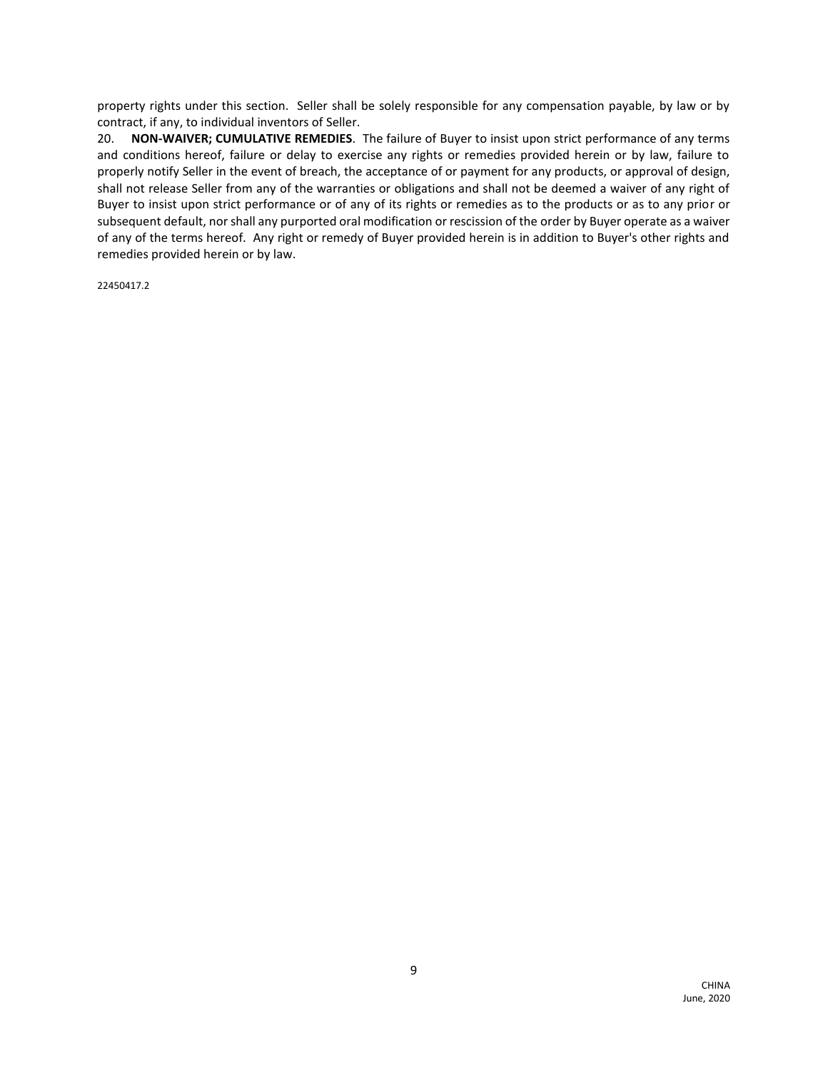property rights under this section. Seller shall be solely responsible for any compensation payable, by law or by contract, if any, to individual inventors of Seller.

20. **NON-WAIVER; CUMULATIVE REMEDIES**. The failure of Buyer to insist upon strict performance of any terms and conditions hereof, failure or delay to exercise any rights or remedies provided herein or by law, failure to properly notify Seller in the event of breach, the acceptance of or payment for any products, or approval of design, shall not release Seller from any of the warranties or obligations and shall not be deemed a waiver of any right of Buyer to insist upon strict performance or of any of its rights or remedies as to the products or as to any prior or subsequent default, nor shall any purported oral modification or rescission of the order by Buyer operate as a waiver of any of the terms hereof. Any right or remedy of Buyer provided herein is in addition to Buyer's other rights and remedies provided herein or by law.

22450417.2